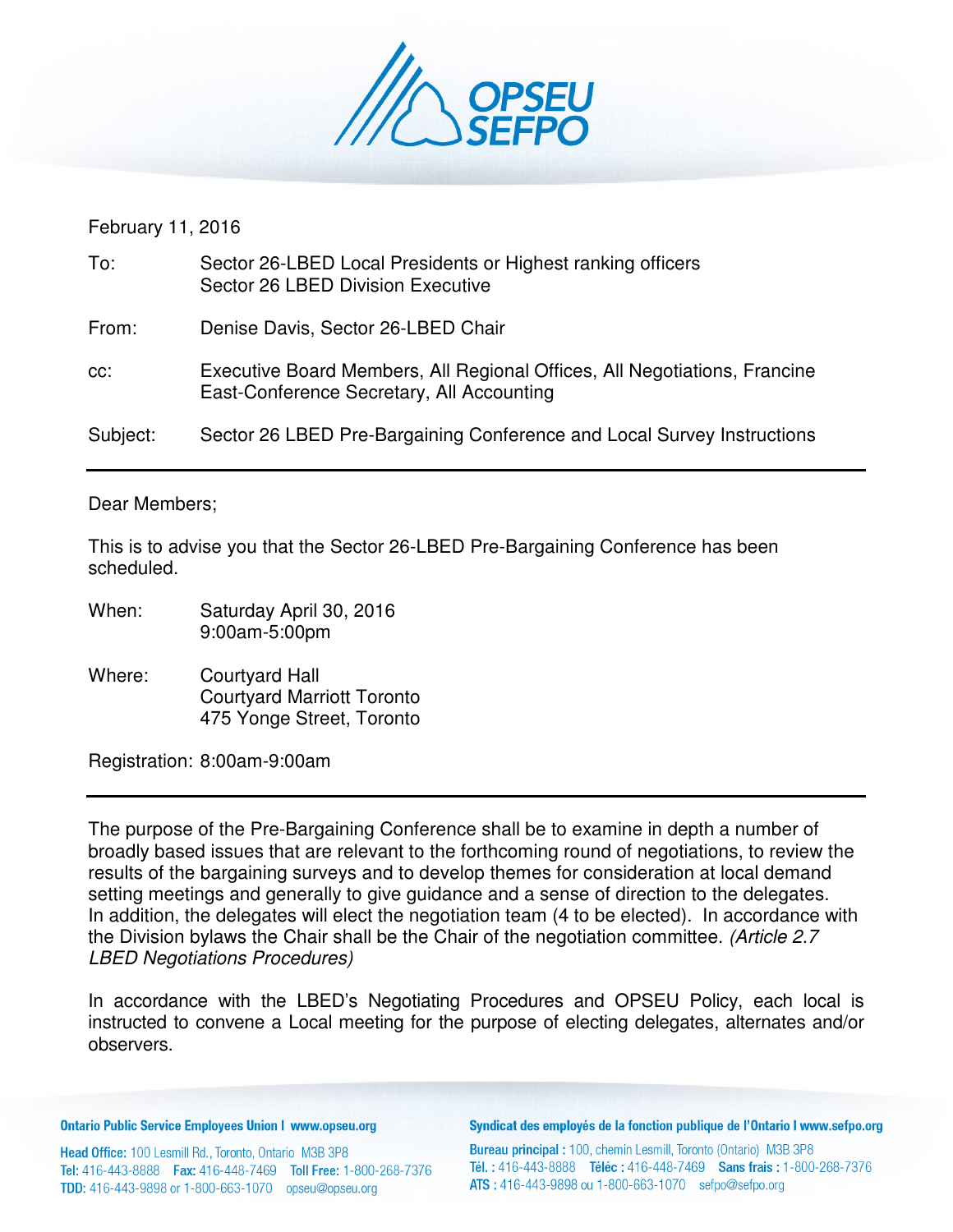February 11, 2016

| | |
|---|---|
| To: | Sector 26-LBED Local Presidents or Highest ranking officers<br>Sector 26 LBED Division Executive |
| From: | Denise Davis, Sector 26-LBED Chair |
| cc: | Executive Board Members, All Regional Offices, All Negotiations, Francine East-Conference Secretary, All Accounting |
| Subject: | Sector 26 LBED Pre-Bargaining Conference and Local Survey Instructions |

---

Dear Members;

This is to advise you that the Sector 26-LBED Pre-Bargaining Conference has been scheduled.

| | |
|---|---|
| When: | Saturday April 30, 2016<br>9:00am-5:00pm |
| Where: | Courtyard Hall<br>Courtyard Marriott Toronto<br>475 Yonge Street, Toronto |

Registration: 8:00am-9:00am

---

The purpose of the Pre-Bargaining Conference shall be to examine in depth a number of broadly based issues that are relevant to the forthcoming round of negotiations, to review the results of the bargaining surveys and to develop themes for consideration at local demand setting meetings and generally to give guidance and a sense of direction to the delegates. In addition, the delegates will elect the negotiation team (4 to be elected). In accordance with the Division bylaws the Chair shall be the Chair of the negotiation committee. *(Article 2.7 LBED Negotiations Procedures)*

In accordance with the LBED's Negotiating Procedures and OPSEU Policy, each local is instructed to convene a Local meeting for the purpose of electing delegates, alternates and/or observers.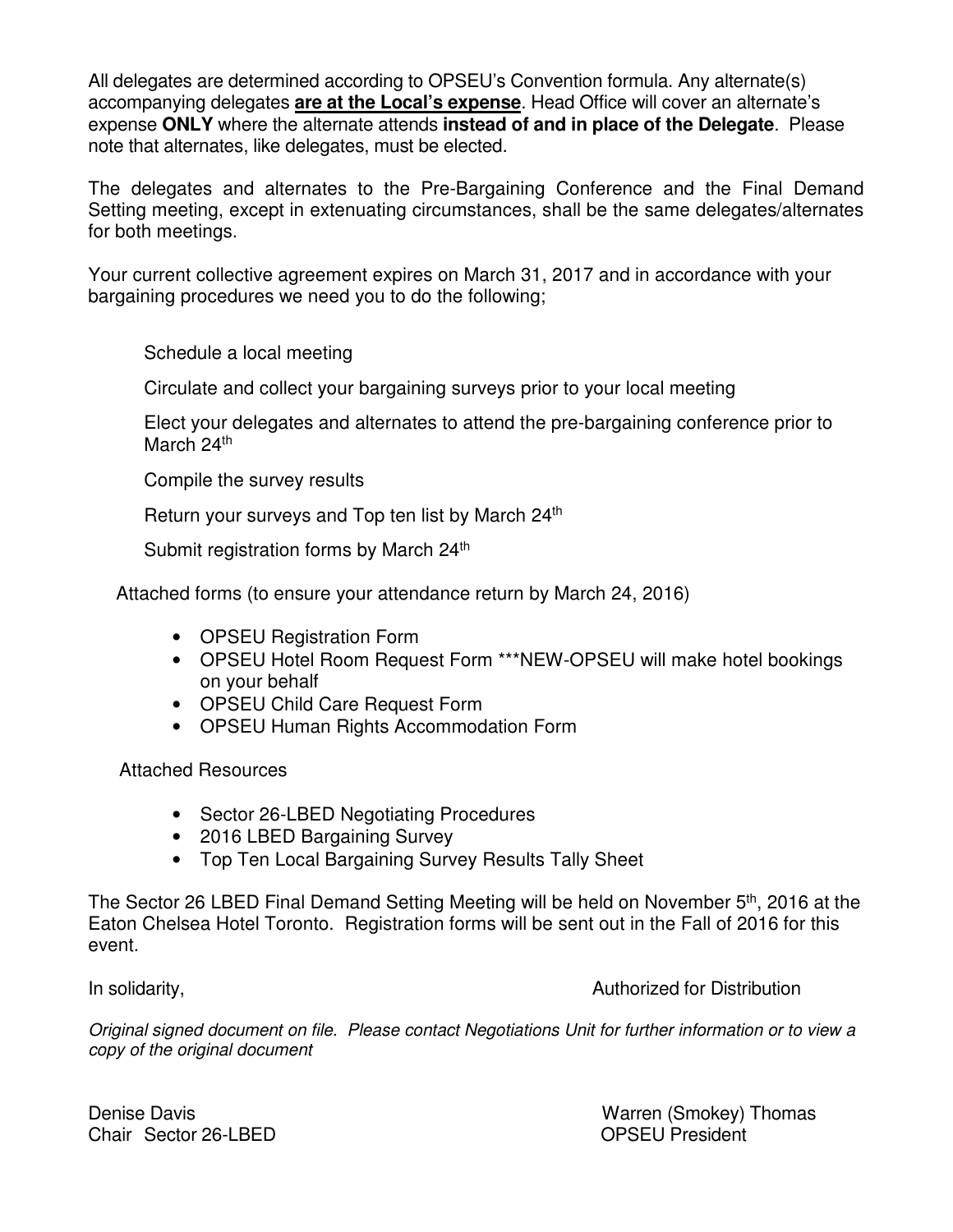All delegates are determined according to OPSEU's Convention formula. Any alternate(s) accompanying delegates **<u>are at the Local's expense</u>**. Head Office will cover an alternate's expense **ONLY** where the alternate attends **instead of and in place of the Delegate**. Please note that alternates, like delegates, must be elected.

The delegates and alternates to the Pre-Bargaining Conference and the Final Demand Setting meeting, except in extenuating circumstances, shall be the same delegates/alternates for both meetings.

Your current collective agreement expires on March 31, 2017 and in accordance with your bargaining procedures we need you to do the following;

Schedule a local meeting

Circulate and collect your bargaining surveys prior to your local meeting

Elect your delegates and alternates to attend the pre-bargaining conference prior to March 24th

Compile the survey results

Return your surveys and Top ten list by March 24th

Submit registration forms by March 24th

Attached forms (to ensure your attendance return by March 24, 2016)

- OPSEU Registration Form
- OPSEU Hotel Room Request Form ***NEW-OPSEU will make hotel bookings on your behalf
- OPSEU Child Care Request Form
- OPSEU Human Rights Accommodation Form

Attached Resources

- Sector 26-LBED Negotiating Procedures
- 2016 LBED Bargaining Survey
- Top Ten Local Bargaining Survey Results Tally Sheet

The Sector 26 LBED Final Demand Setting Meeting will be held on November 5th, 2016 at the Eaton Chelsea Hotel Toronto. Registration forms will be sent out in the Fall of 2016 for this event.

In solidarity,

Authorized for Distribution

*Original signed document on file. Please contact Negotiations Unit for further information or to view a copy of the original document*

Denise Davis
Chair Sector 26-LBED

Warren (Smokey) Thomas
OPSEU President